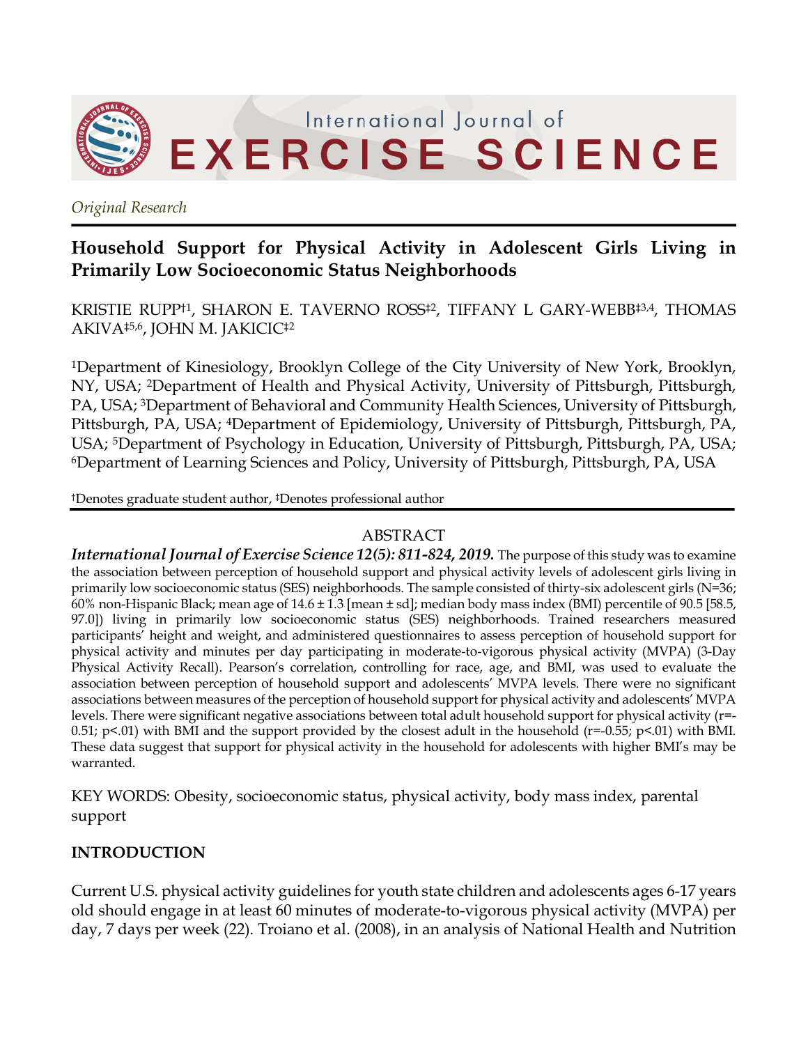*Original Research*

# Household Support for Physical Activity in Adolescent Girls Living in Primarily Low Socioeconomic Status Neighborhoods

KRISTIE RUPP[†1], SHARON E. TAVERNO ROSS[‡2], TIFFANY L GARY-WEBB[‡3,4], THOMAS AKIVA[‡5,6], JOHN M. JAKICIC[‡2]

[1]Department of Kinesiology, Brooklyn College of the City University of New York, Brooklyn, NY, USA; [2]Department of Health and Physical Activity, University of Pittsburgh, Pittsburgh, PA, USA; [3]Department of Behavioral and Community Health Sciences, University of Pittsburgh, Pittsburgh, PA, USA; [4]Department of Epidemiology, University of Pittsburgh, Pittsburgh, PA, USA; [5]Department of Psychology in Education, University of Pittsburgh, Pittsburgh, PA, USA; [6]Department of Learning Sciences and Policy, University of Pittsburgh, Pittsburgh, PA, USA

[†]Denotes graduate student author, [‡]Denotes professional author

## ABSTRACT

***International Journal of Exercise Science 12(5): 811-824, 2019.*** The purpose of this study was to examine the association between perception of household support and physical activity levels of adolescent girls living in primarily low socioeconomic status (SES) neighborhoods. The sample consisted of thirty-six adolescent girls (N=36; 60% non-Hispanic Black; mean age of 14.6 ± 1.3 [mean ± sd]; median body mass index (BMI) percentile of 90.5 [58.5, 97.0]) living in primarily low socioeconomic status (SES) neighborhoods. Trained researchers measured participants' height and weight, and administered questionnaires to assess perception of household support for physical activity and minutes per day participating in moderate-to-vigorous physical activity (MVPA) (3-Day Physical Activity Recall). Pearson's correlation, controlling for race, age, and BMI, was used to evaluate the association between perception of household support and adolescents' MVPA levels. There were no significant associations between measures of the perception of household support for physical activity and adolescents' MVPA levels. There were significant negative associations between total adult household support for physical activity ($r=-0.51$; $p<.01$) with BMI and the support provided by the closest adult in the household ($r=-0.55$; $p<.01$) with BMI. These data suggest that support for physical activity in the household for adolescents with higher BMI's may be warranted.

KEY WORDS: Obesity, socioeconomic status, physical activity, body mass index, parental support

## INTRODUCTION

Current U.S. physical activity guidelines for youth state children and adolescents ages 6-17 years old should engage in at least 60 minutes of moderate-to-vigorous physical activity (MVPA) per day, 7 days per week (22). Troiano et al. (2008), in an analysis of National Health and Nutrition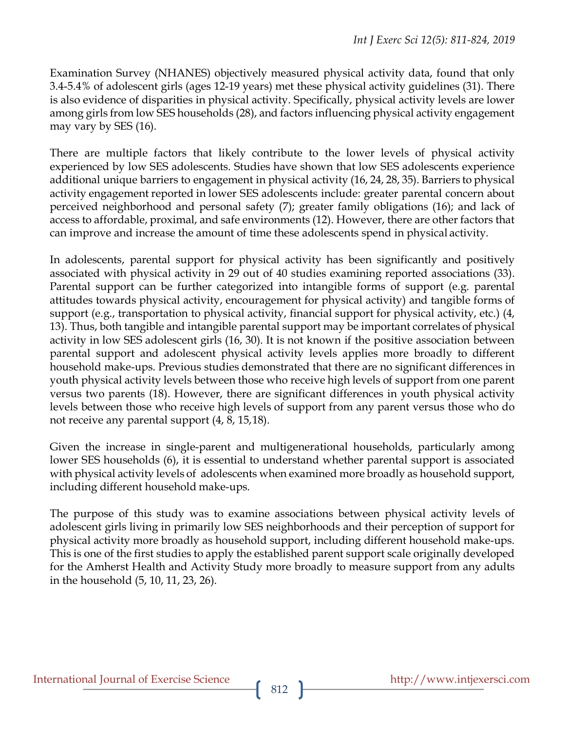Examination Survey (NHANES) objectively measured physical activity data, found that only 3.4-5.4% of adolescent girls (ages 12-19 years) met these physical activity guidelines (31). There is also evidence of disparities in physical activity. Specifically, physical activity levels are lower among girls from low SES households (28), and factors influencing physical activity engagement may vary by SES (16).

There are multiple factors that likely contribute to the lower levels of physical activity experienced by low SES adolescents. Studies have shown that low SES adolescents experience additional unique barriers to engagement in physical activity (16, 24, 28, 35). Barriers to physical activity engagement reported in lower SES adolescents include: greater parental concern about perceived neighborhood and personal safety (7); greater family obligations (16); and lack of access to affordable, proximal, and safe environments (12). However, there are other factors that can improve and increase the amount of time these adolescents spend in physical activity.

In adolescents, parental support for physical activity has been significantly and positively associated with physical activity in 29 out of 40 studies examining reported associations (33). Parental support can be further categorized into intangible forms of support (e.g. parental attitudes towards physical activity, encouragement for physical activity) and tangible forms of support (e.g., transportation to physical activity, financial support for physical activity, etc.) (4, 13). Thus, both tangible and intangible parental support may be important correlates of physical activity in low SES adolescent girls (16, 30). It is not known if the positive association between parental support and adolescent physical activity levels applies more broadly to different household make-ups. Previous studies demonstrated that there are no significant differences in youth physical activity levels between those who receive high levels of support from one parent versus two parents (18). However, there are significant differences in youth physical activity levels between those who receive high levels of support from any parent versus those who do not receive any parental support (4, 8, 15,18).

Given the increase in single-parent and multigenerational households, particularly among lower SES households (6), it is essential to understand whether parental support is associated with physical activity levels of adolescents when examined more broadly as household support, including different household make-ups.

The purpose of this study was to examine associations between physical activity levels of adolescent girls living in primarily low SES neighborhoods and their perception of support for physical activity more broadly as household support, including different household make-ups. This is one of the first studies to apply the established parent support scale originally developed for the Amherst Health and Activity Study more broadly to measure support from any adults in the household (5, 10, 11, 23, 26).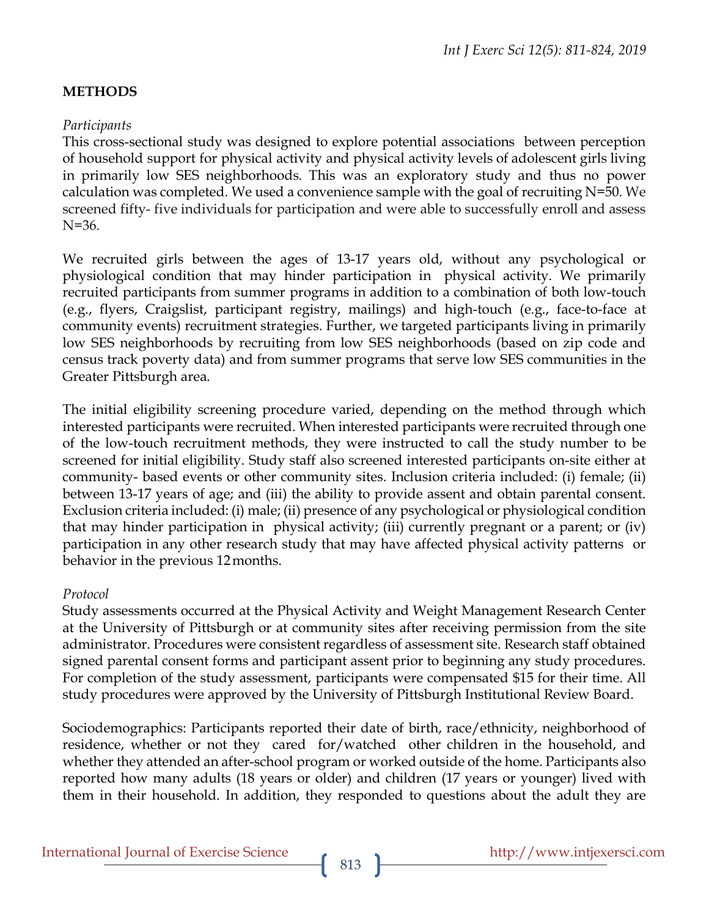## METHODS

*Participants*

This cross-sectional study was designed to explore potential associations between perception of household support for physical activity and physical activity levels of adolescent girls living in primarily low SES neighborhoods. This was an exploratory study and thus no power calculation was completed. We used a convenience sample with the goal of recruiting N=50. We screened fifty- five individuals for participation and were able to successfully enroll and assess N=36.

We recruited girls between the ages of 13-17 years old, without any psychological or physiological condition that may hinder participation in physical activity. We primarily recruited participants from summer programs in addition to a combination of both low-touch (e.g., flyers, Craigslist, participant registry, mailings) and high-touch (e.g., face-to-face at community events) recruitment strategies. Further, we targeted participants living in primarily low SES neighborhoods by recruiting from low SES neighborhoods (based on zip code and census track poverty data) and from summer programs that serve low SES communities in the Greater Pittsburgh area.

The initial eligibility screening procedure varied, depending on the method through which interested participants were recruited. When interested participants were recruited through one of the low-touch recruitment methods, they were instructed to call the study number to be screened for initial eligibility. Study staff also screened interested participants on-site either at community- based events or other community sites. Inclusion criteria included: (i) female; (ii) between 13-17 years of age; and (iii) the ability to provide assent and obtain parental consent. Exclusion criteria included: (i) male; (ii) presence of any psychological or physiological condition that may hinder participation in physical activity; (iii) currently pregnant or a parent; or (iv) participation in any other research study that may have affected physical activity patterns or behavior in the previous 12 months.

*Protocol*

Study assessments occurred at the Physical Activity and Weight Management Research Center at the University of Pittsburgh or at community sites after receiving permission from the site administrator. Procedures were consistent regardless of assessment site. Research staff obtained signed parental consent forms and participant assent prior to beginning any study procedures. For completion of the study assessment, participants were compensated $15 for their time. All study procedures were approved by the University of Pittsburgh Institutional Review Board.

Sociodemographics: Participants reported their date of birth, race/ethnicity, neighborhood of residence, whether or not they cared for/watched other children in the household, and whether they attended an after-school program or worked outside of the home. Participants also reported how many adults (18 years or older) and children (17 years or younger) lived with them in their household. In addition, they responded to questions about the adult they are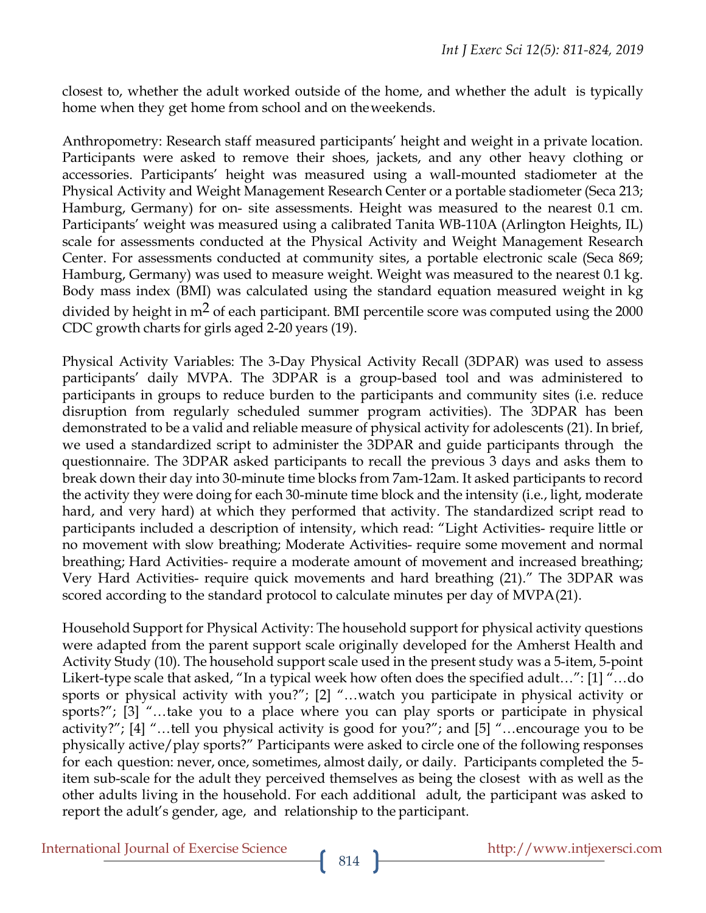closest to, whether the adult worked outside of the home, and whether the adult is typically home when they get home from school and on the weekends.

Anthropometry: Research staff measured participants' height and weight in a private location. Participants were asked to remove their shoes, jackets, and any other heavy clothing or accessories. Participants' height was measured using a wall-mounted stadiometer at the Physical Activity and Weight Management Research Center or a portable stadiometer (Seca 213; Hamburg, Germany) for on- site assessments. Height was measured to the nearest 0.1 cm. Participants' weight was measured using a calibrated Tanita WB-110A (Arlington Heights, IL) scale for assessments conducted at the Physical Activity and Weight Management Research Center. For assessments conducted at community sites, a portable electronic scale (Seca 869; Hamburg, Germany) was used to measure weight. Weight was measured to the nearest 0.1 kg. Body mass index (BMI) was calculated using the standard equation measured weight in kg divided by height in $m^2$ of each participant. BMI percentile score was computed using the 2000 CDC growth charts for girls aged 2-20 years (19).

Physical Activity Variables: The 3-Day Physical Activity Recall (3DPAR) was used to assess participants' daily MVPA. The 3DPAR is a group-based tool and was administered to participants in groups to reduce burden to the participants and community sites (i.e. reduce disruption from regularly scheduled summer program activities). The 3DPAR has been demonstrated to be a valid and reliable measure of physical activity for adolescents (21). In brief, we used a standardized script to administer the 3DPAR and guide participants through the questionnaire. The 3DPAR asked participants to recall the previous 3 days and asks them to break down their day into 30-minute time blocks from 7am-12am. It asked participants to record the activity they were doing for each 30-minute time block and the intensity (i.e., light, moderate hard, and very hard) at which they performed that activity. The standardized script read to participants included a description of intensity, which read: "Light Activities- require little or no movement with slow breathing; Moderate Activities- require some movement and normal breathing; Hard Activities- require a moderate amount of movement and increased breathing; Very Hard Activities- require quick movements and hard breathing (21)." The 3DPAR was scored according to the standard protocol to calculate minutes per day of MVPA(21).

Household Support for Physical Activity: The household support for physical activity questions were adapted from the parent support scale originally developed for the Amherst Health and Activity Study (10). The household support scale used in the present study was a 5-item, 5-point Likert-type scale that asked, "In a typical week how often does the specified adult…": [1] "…do sports or physical activity with you?"; [2] "…watch you participate in physical activity or sports?"; [3] "…take you to a place where you can play sports or participate in physical activity?"; [4] "…tell you physical activity is good for you?"; and [5] "…encourage you to be physically active/play sports?" Participants were asked to circle one of the following responses for each question: never, once, sometimes, almost daily, or daily. Participants completed the 5-item sub-scale for the adult they perceived themselves as being the closest with as well as the other adults living in the household. For each additional adult, the participant was asked to report the adult's gender, age, and relationship to the participant.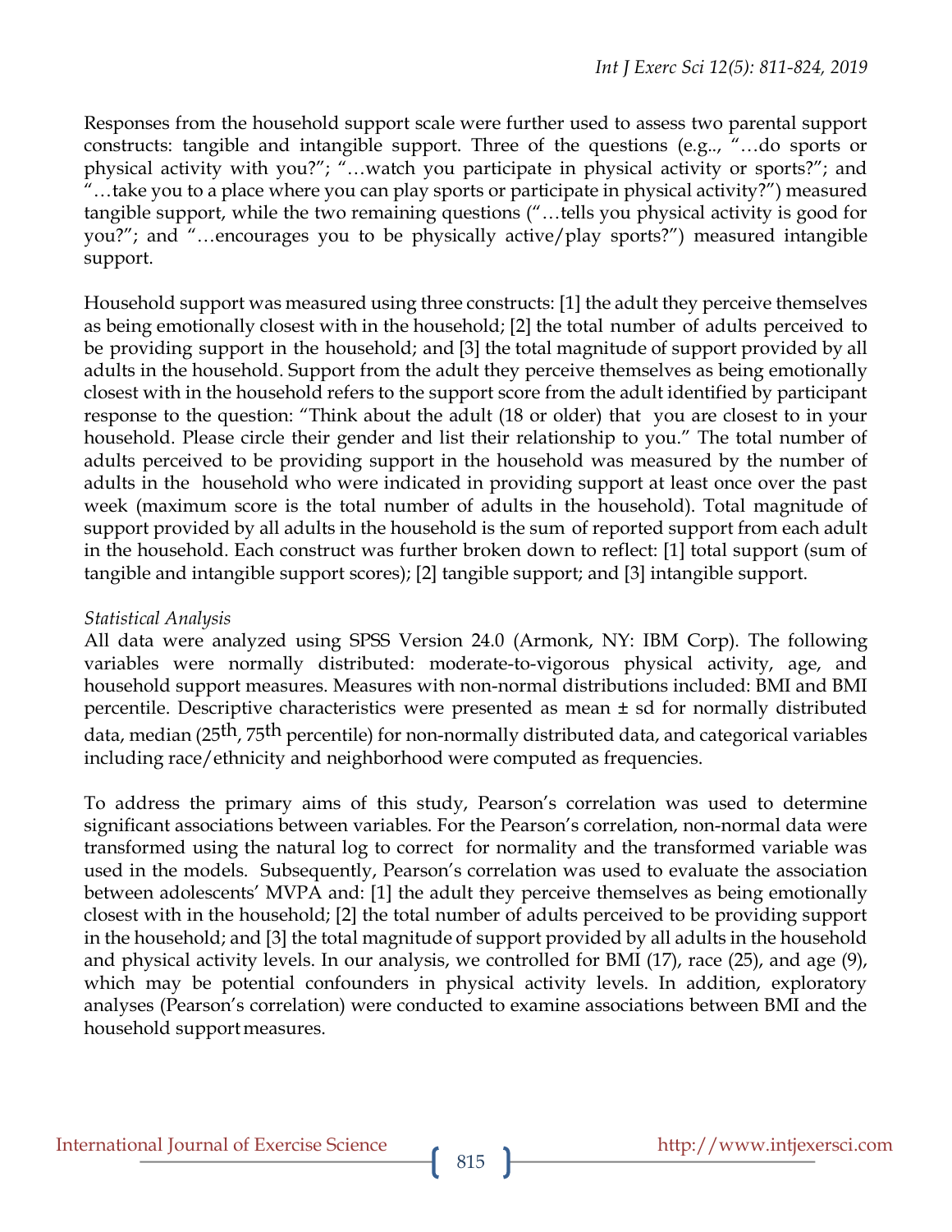Responses from the household support scale were further used to assess two parental support constructs: tangible and intangible support. Three of the questions (e.g.., "…do sports or physical activity with you?"; "…watch you participate in physical activity or sports?"; and "…take you to a place where you can play sports or participate in physical activity?") measured tangible support, while the two remaining questions ("…tells you physical activity is good for you?"; and "…encourages you to be physically active/play sports?") measured intangible support.

Household support was measured using three constructs: [1] the adult they perceive themselves as being emotionally closest with in the household; [2] the total number of adults perceived to be providing support in the household; and [3] the total magnitude of support provided by all adults in the household. Support from the adult they perceive themselves as being emotionally closest with in the household refers to the support score from the adult identified by participant response to the question: "Think about the adult (18 or older) that you are closest to in your household. Please circle their gender and list their relationship to you." The total number of adults perceived to be providing support in the household was measured by the number of adults in the household who were indicated in providing support at least once over the past week (maximum score is the total number of adults in the household). Total magnitude of support provided by all adults in the household is the sum of reported support from each adult in the household. Each construct was further broken down to reflect: [1] total support (sum of tangible and intangible support scores); [2] tangible support; and [3] intangible support.

*Statistical Analysis*

All data were analyzed using SPSS Version 24.0 (Armonk, NY: IBM Corp). The following variables were normally distributed: moderate-to-vigorous physical activity, age, and household support measures. Measures with non-normal distributions included: BMI and BMI percentile. Descriptive characteristics were presented as mean ± sd for normally distributed data, median ($25^{th}$, $75^{th}$ percentile) for non-normally distributed data, and categorical variables including race/ethnicity and neighborhood were computed as frequencies.

To address the primary aims of this study, Pearson's correlation was used to determine significant associations between variables. For the Pearson's correlation, non-normal data were transformed using the natural log to correct for normality and the transformed variable was used in the models. Subsequently, Pearson's correlation was used to evaluate the association between adolescents' MVPA and: [1] the adult they perceive themselves as being emotionally closest with in the household; [2] the total number of adults perceived to be providing support in the household; and [3] the total magnitude of support provided by all adults in the household and physical activity levels. In our analysis, we controlled for BMI (17), race (25), and age (9), which may be potential confounders in physical activity levels. In addition, exploratory analyses (Pearson's correlation) were conducted to examine associations between BMI and the household support measures.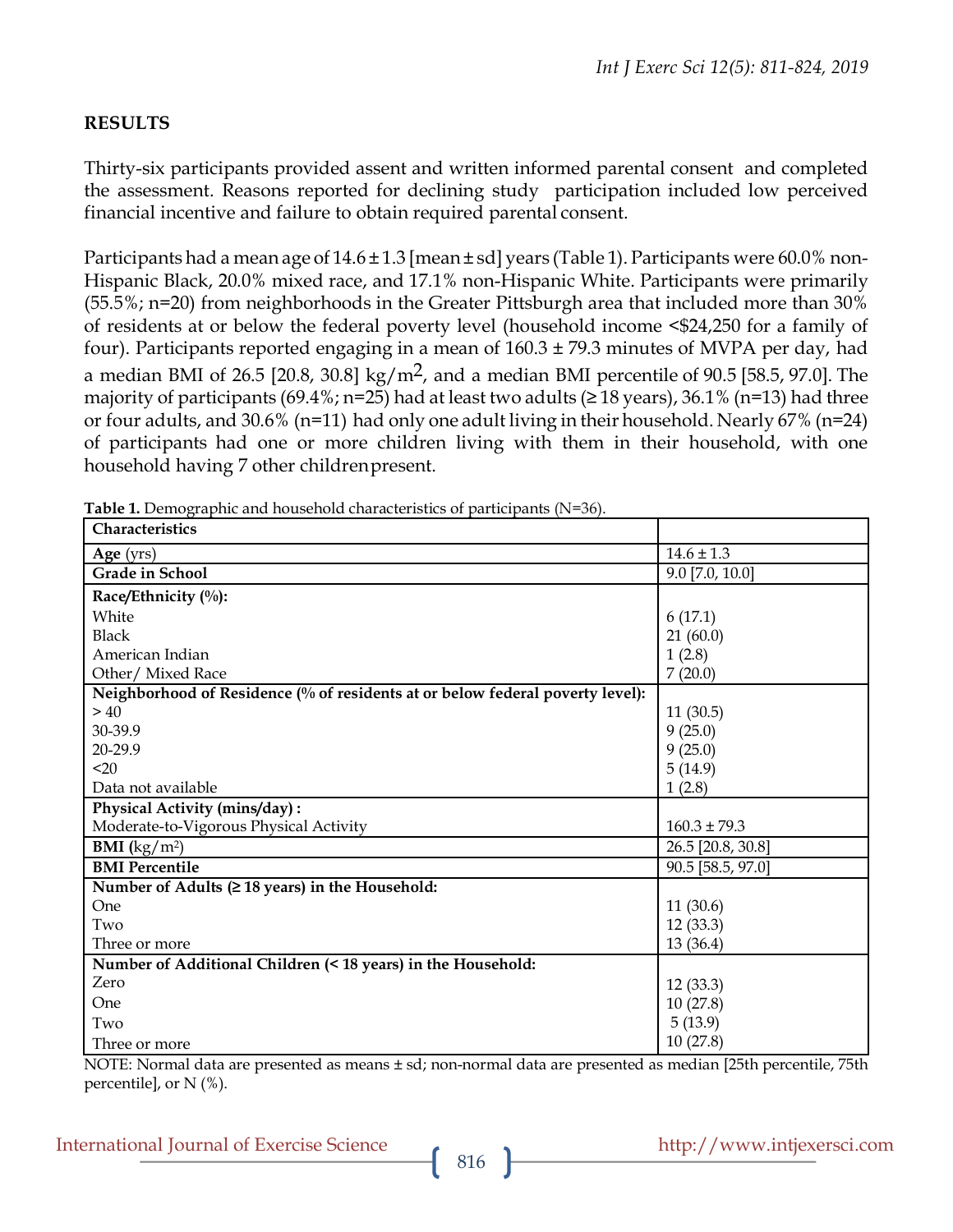## RESULTS

Thirty-six participants provided assent and written informed parental consent and completed the assessment. Reasons reported for declining study participation included low perceived financial incentive and failure to obtain required parental consent.

Participants had a mean age of 14.6 ± 1.3 [mean ± sd] years (Table 1). Participants were 60.0% non-Hispanic Black, 20.0% mixed race, and 17.1% non-Hispanic White. Participants were primarily (55.5%; n=20) from neighborhoods in the Greater Pittsburgh area that included more than 30% of residents at or below the federal poverty level (household income <$24,250 for a family of four). Participants reported engaging in a mean of 160.3 ± 79.3 minutes of MVPA per day, had a median BMI of 26.5 [20.8, 30.8] kg/m$^2$, and a median BMI percentile of 90.5 [58.5, 97.0]. The majority of participants (69.4%; n=25) had at least two adults (≥ 18 years), 36.1% (n=13) had three or four adults, and 30.6% (n=11) had only one adult living in their household. Nearly 67% (n=24) of participants had one or more children living with them in their household, with one household having 7 other children present.

**Table 1.** Demographic and household characteristics of participants (N=36).

| **Characteristics** | |
|---|---|
| **Age** (yrs) | 14.6 ± 1.3 |
| **Grade in School** | 9.0 [7.0, 10.0] |
| **Race/Ethnicity (%):** | |
| White | 6 (17.1) |
| Black | 21 (60.0) |
| American Indian | 1 (2.8) |
| Other/ Mixed Race | 7 (20.0) |
| **Neighborhood of Residence (% of residents at or below federal poverty level):** | |
| > 40 | 11 (30.5) |
| 30-39.9 | 9 (25.0) |
| 20-29.9 | 9 (25.0) |
| <20 | 5 (14.9) |
| Data not available | 1 (2.8) |
| **Physical Activity (mins/day) :** | |
| Moderate-to-Vigorous Physical Activity | 160.3 ± 79.3 |
| **BMI** (kg/m$^2$) | 26.5 [20.8, 30.8] |
| **BMI Percentile** | 90.5 [58.5, 97.0] |
| **Number of Adults (≥ 18 years) in the Household:** | |
| One | 11 (30.6) |
| Two | 12 (33.3) |
| Three or more | 13 (36.4) |
| **Number of Additional Children (< 18 years) in the Household:** | |
| Zero | 12 (33.3) |
| One | 10 (27.8) |
| Two | 5 (13.9) |
| Three or more | 10 (27.8) |

NOTE: Normal data are presented as means ± sd; non-normal data are presented as median [25th percentile, 75th percentile], or N (%).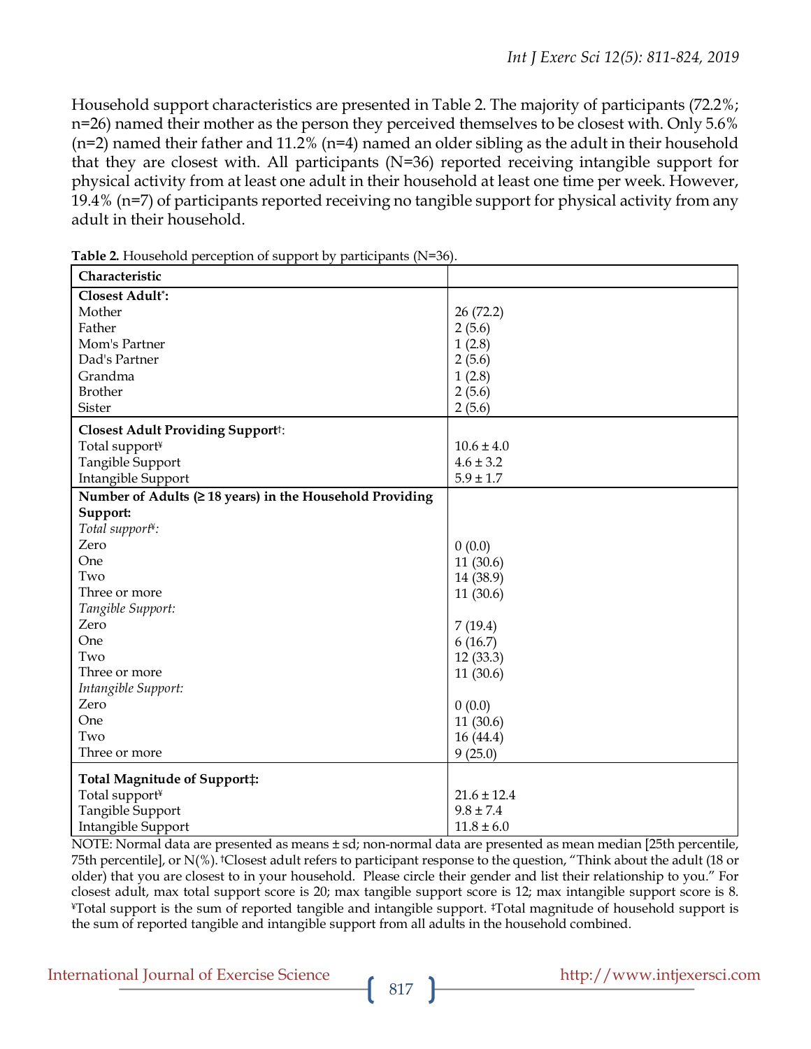Household support characteristics are presented in Table 2. The majority of participants (72.2%; n=26) named their mother as the person they perceived themselves to be closest with. Only 5.6% (n=2) named their father and 11.2% (n=4) named an older sibling as the adult in their household that they are closest with. All participants (N=36) reported receiving intangible support for physical activity from at least one adult in their household at least one time per week. However, 19.4% (n=7) of participants reported receiving no tangible support for physical activity from any adult in their household.

**Table 2.** Household perception of support by participants (N=36).

| Characteristic | |
|---|---|
| **Closest Adult[*]:** | |
| Mother | 26 (72.2) |
| Father | 2 (5.6) |
| Mom's Partner | 1 (2.8) |
| Dad's Partner | 2 (5.6) |
| Grandma | 1 (2.8) |
| Brother | 2 (5.6) |
| Sister | 2 (5.6) |
| **Closest Adult Providing Support[†]:** | |
| Total support[¥] | 10.6 ± 4.0 |
| Tangible Support | 4.6 ± 3.2 |
| Intangible Support | 5.9 ± 1.7 |
| **Number of Adults (≥ 18 years) in the Household Providing Support:** | |
| *Total support[¥]:* | |
| Zero | 0 (0.0) |
| One | 11 (30.6) |
| Two | 14 (38.9) |
| Three or more | 11 (30.6) |
| *Tangible Support:* | |
| Zero | 7 (19.4) |
| One | 6 (16.7) |
| Two | 12 (33.3) |
| Three or more | 11 (30.6) |
| *Intangible Support:* | |
| Zero | 0 (0.0) |
| One | 11 (30.6) |
| Two | 16 (44.4) |
| Three or more | 9 (25.0) |
| **Total Magnitude of Support‡:** | |
| Total support[¥] | 21.6 ± 12.4 |
| Tangible Support | 9.8 ± 7.4 |
| Intangible Support | 11.8 ± 6.0 |

NOTE: Normal data are presented as means ± sd; non-normal data are presented as mean median [25th percentile, 75th percentile], or N(%). †Closest adult refers to participant response to the question, "Think about the adult (18 or older) that you are closest to in your household. Please circle their gender and list their relationship to you." For closest adult, max total support score is 20; max tangible support score is 12; max intangible support score is 8. ¥Total support is the sum of reported tangible and intangible support. ‡Total magnitude of household support is the sum of reported tangible and intangible support from all adults in the household combined.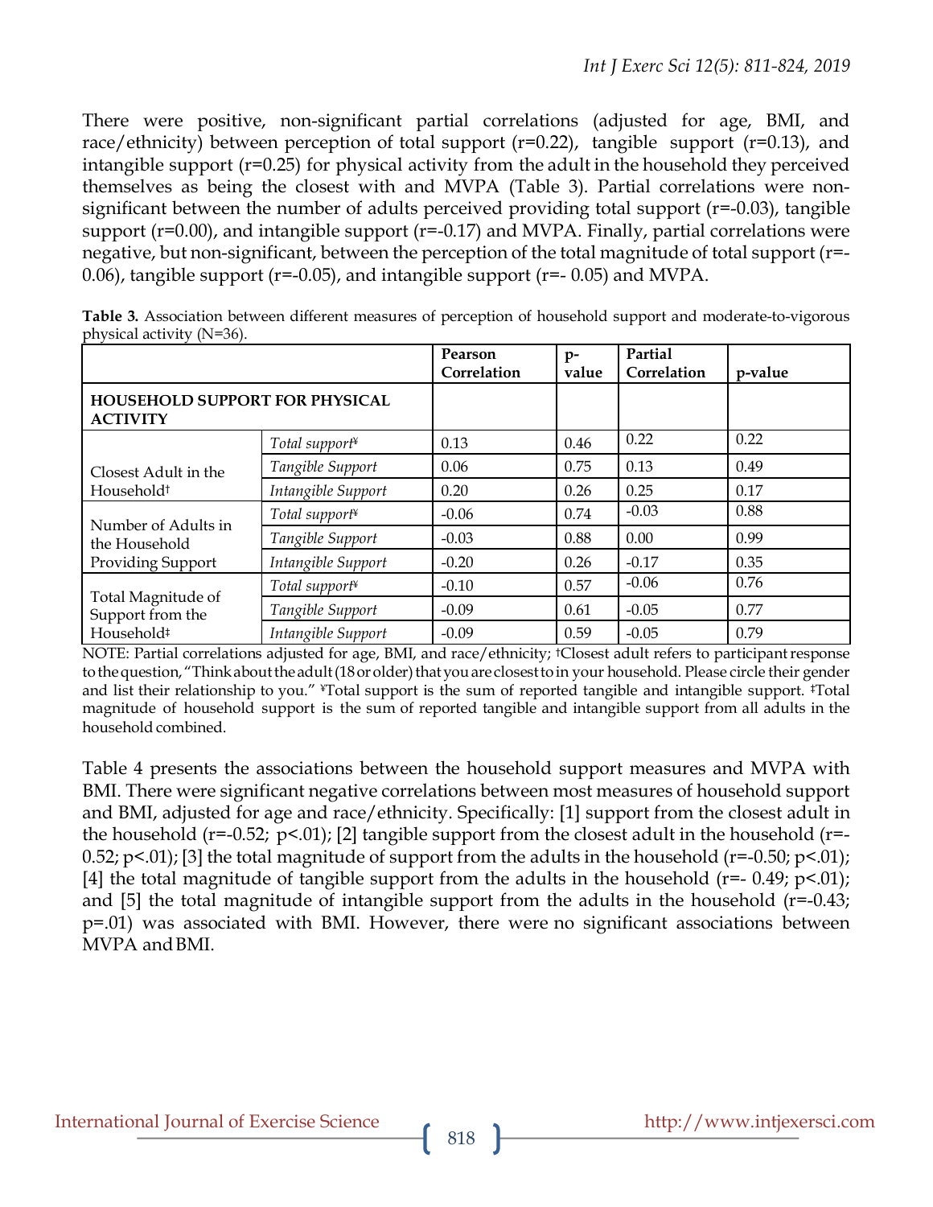There were positive, non-significant partial correlations (adjusted for age, BMI, and race/ethnicity) between perception of total support (r=0.22), tangible support (r=0.13), and intangible support (r=0.25) for physical activity from the adult in the household they perceived themselves as being the closest with and MVPA (Table 3). Partial correlations were non-significant between the number of adults perceived providing total support (r=-0.03), tangible support (r=0.00), and intangible support (r=-0.17) and MVPA. Finally, partial correlations were negative, but non-significant, between the perception of the total magnitude of total support (r=-0.06), tangible support (r=-0.05), and intangible support (r=- 0.05) and MVPA.

**Table 3.** Association between different measures of perception of household support and moderate-to-vigorous physical activity (N=36).

| | | Pearson Correlation | p-value | Partial Correlation | p-value |
|---|---|---|---|---|---|
| **HOUSEHOLD SUPPORT FOR PHYSICAL ACTIVITY** | | | | | |
| Closest Adult in the Household† | *Total support*¥ | 0.13 | 0.46 | 0.22 | 0.22 |
| | *Tangible Support* | 0.06 | 0.75 | 0.13 | 0.49 |
| | *Intangible Support* | 0.20 | 0.26 | 0.25 | 0.17 |
| Number of Adults in the Household Providing Support | *Total support*¥ | -0.06 | 0.74 | -0.03 | 0.88 |
| | *Tangible Support* | -0.03 | 0.88 | 0.00 | 0.99 |
| | *Intangible Support* | -0.20 | 0.26 | -0.17 | 0.35 |
| Total Magnitude of Support from the Household‡ | *Total support*¥ | -0.10 | 0.57 | -0.06 | 0.76 |
| | *Tangible Support* | -0.09 | 0.61 | -0.05 | 0.77 |
| | *Intangible Support* | -0.09 | 0.59 | -0.05 | 0.79 |

NOTE: Partial correlations adjusted for age, BMI, and race/ethnicity; †Closest adult refers to participant response to the question, "Think about the adult (18 or older) that you are closest to in your household. Please circle their gender and list their relationship to you." ¥Total support is the sum of reported tangible and intangible support. ‡Total magnitude of household support is the sum of reported tangible and intangible support from all adults in the household combined.

Table 4 presents the associations between the household support measures and MVPA with BMI. There were significant negative correlations between most measures of household support and BMI, adjusted for age and race/ethnicity. Specifically: [1] support from the closest adult in the household (r=-0.52; p<.01); [2] tangible support from the closest adult in the household (r=-0.52; p<.01); [3] the total magnitude of support from the adults in the household (r=-0.50; p<.01); [4] the total magnitude of tangible support from the adults in the household (r=- 0.49; p<.01); and [5] the total magnitude of intangible support from the adults in the household (r=-0.43; p=.01) was associated with BMI. However, there were no significant associations between MVPA and BMI.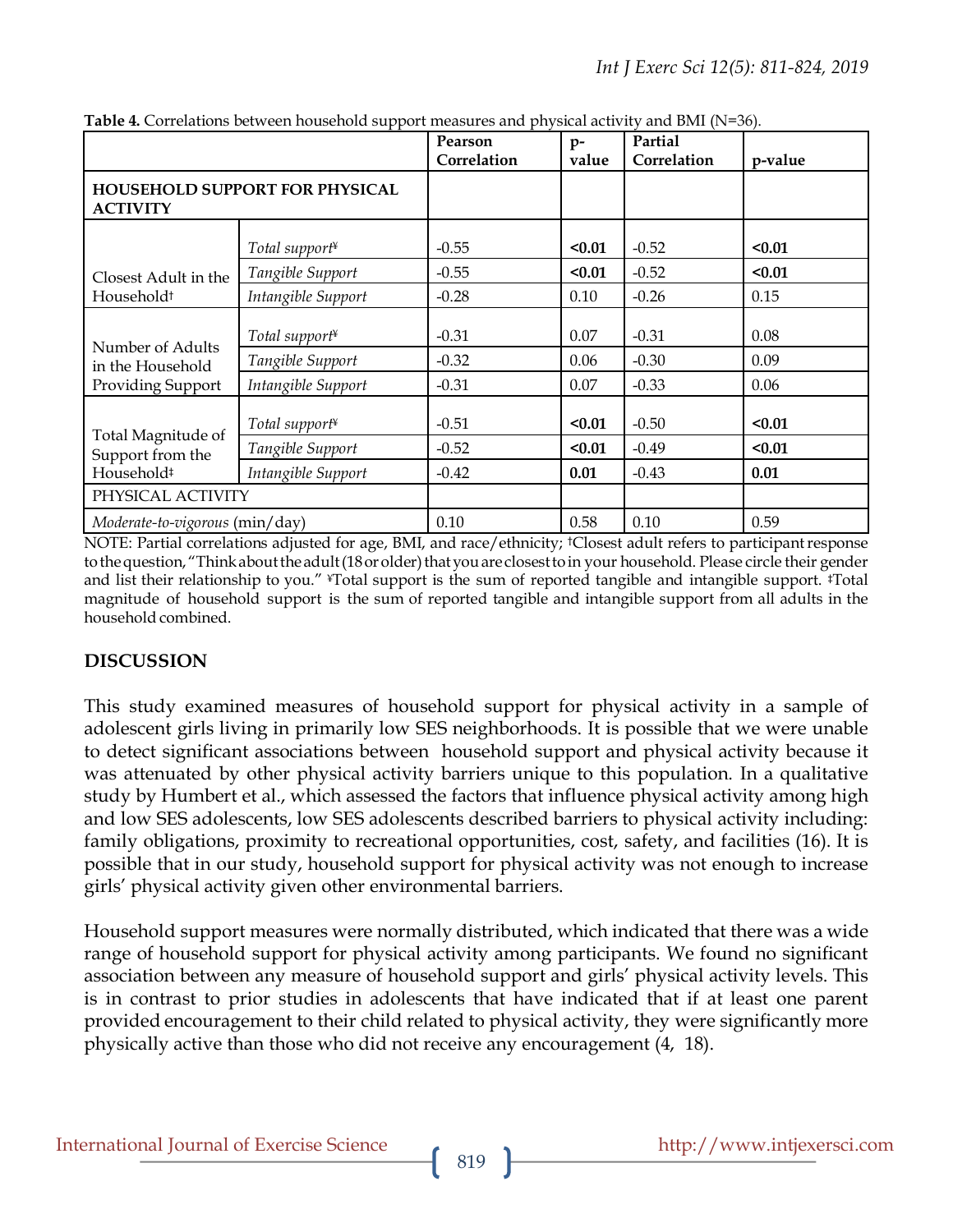**Table 4.** Correlations between household support measures and physical activity and BMI (N=36).

| | | Pearson Correlation | p-value | Partial Correlation | p-value |
|---|---|---|---|---|---|
| **HOUSEHOLD SUPPORT FOR PHYSICAL ACTIVITY** | | | | | |
| Closest Adult in the Household† | *Total support*¥ | -0.55 | **<0.01** | -0.52 | **<0.01** |
| | *Tangible Support* | -0.55 | **<0.01** | -0.52 | **<0.01** |
| | *Intangible Support* | -0.28 | 0.10 | -0.26 | 0.15 |
| Number of Adults in the Household Providing Support | *Total support*¥ | -0.31 | 0.07 | -0.31 | 0.08 |
| | *Tangible Support* | -0.32 | 0.06 | -0.30 | 0.09 |
| | *Intangible Support* | -0.31 | 0.07 | -0.33 | 0.06 |
| Total Magnitude of Support from the Household‡ | *Total support*¥ | -0.51 | **<0.01** | -0.50 | **<0.01** |
| | *Tangible Support* | -0.52 | **<0.01** | -0.49 | **<0.01** |
| | *Intangible Support* | -0.42 | **0.01** | -0.43 | **0.01** |
| PHYSICAL ACTIVITY | | | | | |
| *Moderate-to-vigorous* (min/day) | | 0.10 | 0.58 | 0.10 | 0.59 |

NOTE: Partial correlations adjusted for age, BMI, and race/ethnicity; †Closest adult refers to participant response to the question, "Think about the adult (18 or older) that you are closest to in your household. Please circle their gender and list their relationship to you." ¥Total support is the sum of reported tangible and intangible support. ‡Total magnitude of household support is the sum of reported tangible and intangible support from all adults in the household combined.

## DISCUSSION

This study examined measures of household support for physical activity in a sample of adolescent girls living in primarily low SES neighborhoods. It is possible that we were unable to detect significant associations between household support and physical activity because it was attenuated by other physical activity barriers unique to this population. In a qualitative study by Humbert et al., which assessed the factors that influence physical activity among high and low SES adolescents, low SES adolescents described barriers to physical activity including: family obligations, proximity to recreational opportunities, cost, safety, and facilities (16). It is possible that in our study, household support for physical activity was not enough to increase girls' physical activity given other environmental barriers.

Household support measures were normally distributed, which indicated that there was a wide range of household support for physical activity among participants. We found no significant association between any measure of household support and girls' physical activity levels. This is in contrast to prior studies in adolescents that have indicated that if at least one parent provided encouragement to their child related to physical activity, they were significantly more physically active than those who did not receive any encouragement (4, 18).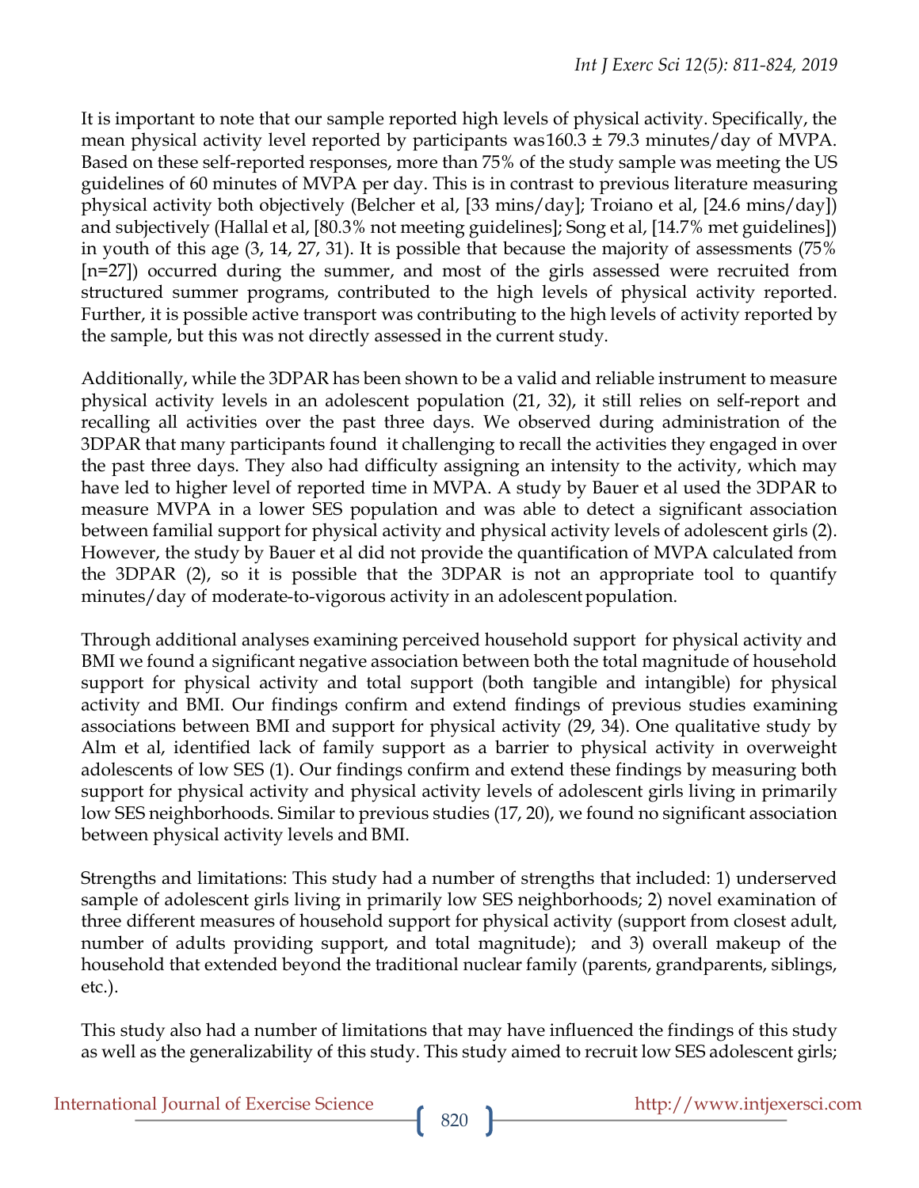It is important to note that our sample reported high levels of physical activity. Specifically, the mean physical activity level reported by participants was 160.3 ± 79.3 minutes/day of MVPA. Based on these self-reported responses, more than 75% of the study sample was meeting the US guidelines of 60 minutes of MVPA per day. This is in contrast to previous literature measuring physical activity both objectively (Belcher et al, [33 mins/day]; Troiano et al, [24.6 mins/day]) and subjectively (Hallal et al, [80.3% not meeting guidelines]; Song et al, [14.7% met guidelines]) in youth of this age (3, 14, 27, 31). It is possible that because the majority of assessments (75% [n=27]) occurred during the summer, and most of the girls assessed were recruited from structured summer programs, contributed to the high levels of physical activity reported. Further, it is possible active transport was contributing to the high levels of activity reported by the sample, but this was not directly assessed in the current study.

Additionally, while the 3DPAR has been shown to be a valid and reliable instrument to measure physical activity levels in an adolescent population (21, 32), it still relies on self-report and recalling all activities over the past three days. We observed during administration of the 3DPAR that many participants found it challenging to recall the activities they engaged in over the past three days. They also had difficulty assigning an intensity to the activity, which may have led to higher level of reported time in MVPA. A study by Bauer et al used the 3DPAR to measure MVPA in a lower SES population and was able to detect a significant association between familial support for physical activity and physical activity levels of adolescent girls (2). However, the study by Bauer et al did not provide the quantification of MVPA calculated from the 3DPAR (2), so it is possible that the 3DPAR is not an appropriate tool to quantify minutes/day of moderate-to-vigorous activity in an adolescent population.

Through additional analyses examining perceived household support for physical activity and BMI we found a significant negative association between both the total magnitude of household support for physical activity and total support (both tangible and intangible) for physical activity and BMI. Our findings confirm and extend findings of previous studies examining associations between BMI and support for physical activity (29, 34). One qualitative study by Alm et al, identified lack of family support as a barrier to physical activity in overweight adolescents of low SES (1). Our findings confirm and extend these findings by measuring both support for physical activity and physical activity levels of adolescent girls living in primarily low SES neighborhoods. Similar to previous studies (17, 20), we found no significant association between physical activity levels and BMI.

Strengths and limitations: This study had a number of strengths that included: 1) underserved sample of adolescent girls living in primarily low SES neighborhoods; 2) novel examination of three different measures of household support for physical activity (support from closest adult, number of adults providing support, and total magnitude); and 3) overall makeup of the household that extended beyond the traditional nuclear family (parents, grandparents, siblings, etc.).

This study also had a number of limitations that may have influenced the findings of this study as well as the generalizability of this study. This study aimed to recruit low SES adolescent girls;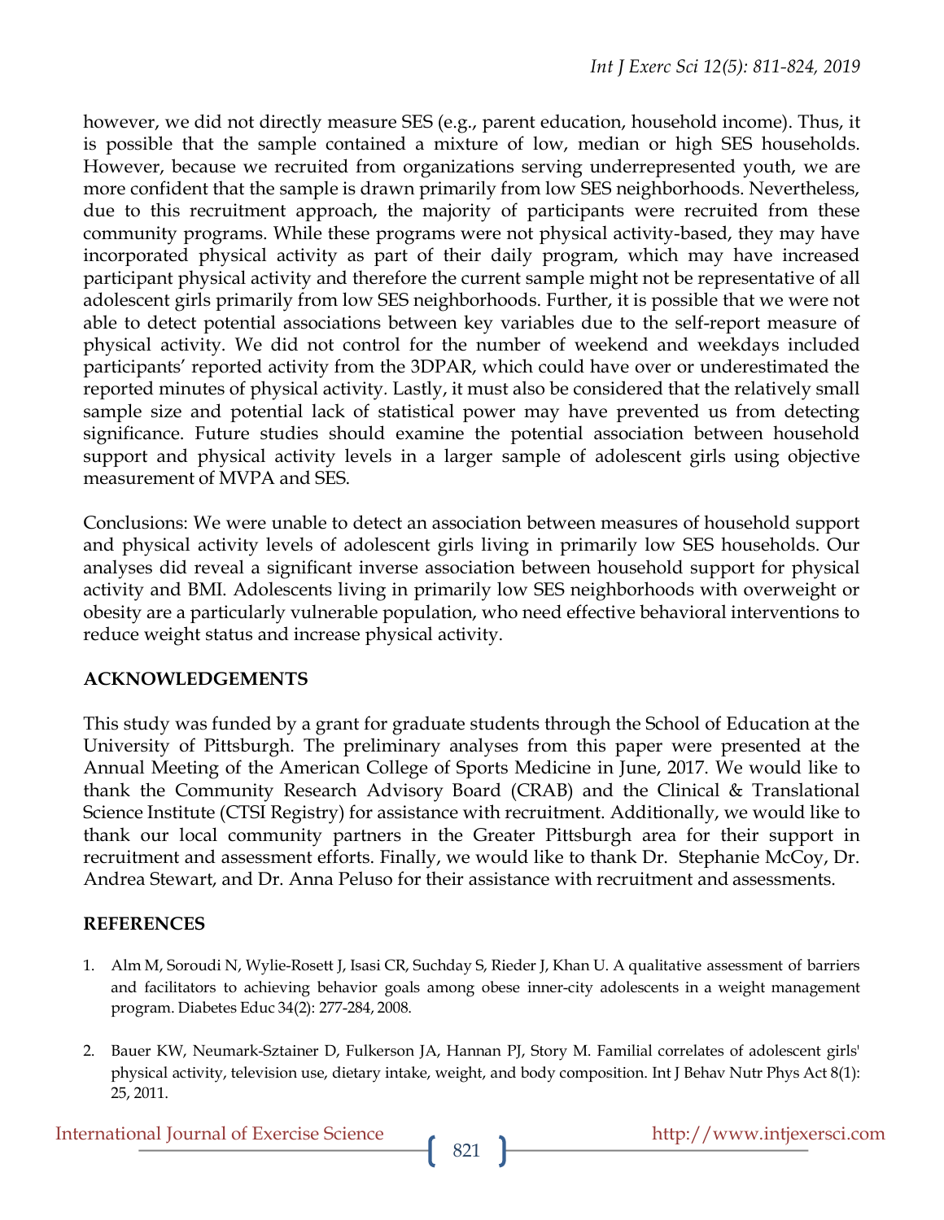however, we did not directly measure SES (e.g., parent education, household income). Thus, it is possible that the sample contained a mixture of low, median or high SES households. However, because we recruited from organizations serving underrepresented youth, we are more confident that the sample is drawn primarily from low SES neighborhoods. Nevertheless, due to this recruitment approach, the majority of participants were recruited from these community programs. While these programs were not physical activity-based, they may have incorporated physical activity as part of their daily program, which may have increased participant physical activity and therefore the current sample might not be representative of all adolescent girls primarily from low SES neighborhoods. Further, it is possible that we were not able to detect potential associations between key variables due to the self-report measure of physical activity. We did not control for the number of weekend and weekdays included participants' reported activity from the 3DPAR, which could have over or underestimated the reported minutes of physical activity. Lastly, it must also be considered that the relatively small sample size and potential lack of statistical power may have prevented us from detecting significance. Future studies should examine the potential association between household support and physical activity levels in a larger sample of adolescent girls using objective measurement of MVPA and SES.

Conclusions: We were unable to detect an association between measures of household support and physical activity levels of adolescent girls living in primarily low SES households. Our analyses did reveal a significant inverse association between household support for physical activity and BMI. Adolescents living in primarily low SES neighborhoods with overweight or obesity are a particularly vulnerable population, who need effective behavioral interventions to reduce weight status and increase physical activity.

## ACKNOWLEDGEMENTS

This study was funded by a grant for graduate students through the School of Education at the University of Pittsburgh. The preliminary analyses from this paper were presented at the Annual Meeting of the American College of Sports Medicine in June, 2017. We would like to thank the Community Research Advisory Board (CRAB) and the Clinical & Translational Science Institute (CTSI Registry) for assistance with recruitment. Additionally, we would like to thank our local community partners in the Greater Pittsburgh area for their support in recruitment and assessment efforts. Finally, we would like to thank Dr. Stephanie McCoy, Dr. Andrea Stewart, and Dr. Anna Peluso for their assistance with recruitment and assessments.

## REFERENCES

1. Alm M, Soroudi N, Wylie-Rosett J, Isasi CR, Suchday S, Rieder J, Khan U. A qualitative assessment of barriers and facilitators to achieving behavior goals among obese inner-city adolescents in a weight management program. Diabetes Educ 34(2): 277-284, 2008.

2. Bauer KW, Neumark-Sztainer D, Fulkerson JA, Hannan PJ, Story M. Familial correlates of adolescent girls' physical activity, television use, dietary intake, weight, and body composition. Int J Behav Nutr Phys Act 8(1): 25, 2011.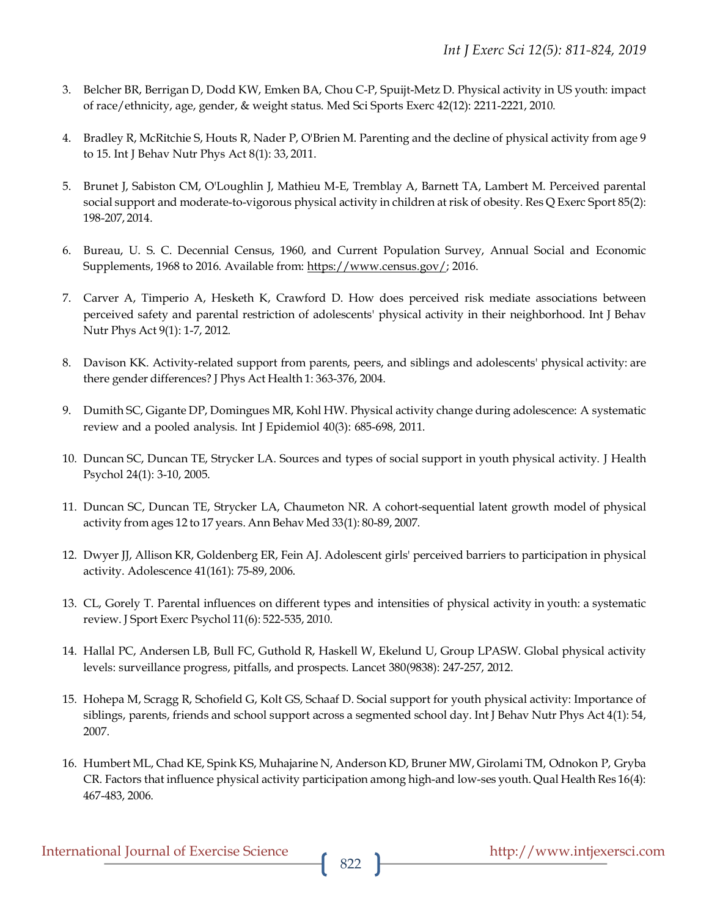3. Belcher BR, Berrigan D, Dodd KW, Emken BA, Chou C-P, Spuijt-Metz D. Physical activity in US youth: impact of race/ethnicity, age, gender, & weight status. Med Sci Sports Exerc 42(12): 2211-2221, 2010.

4. Bradley R, McRitchie S, Houts R, Nader P, O'Brien M. Parenting and the decline of physical activity from age 9 to 15. Int J Behav Nutr Phys Act 8(1): 33, 2011.

5. Brunet J, Sabiston CM, O'Loughlin J, Mathieu M-E, Tremblay A, Barnett TA, Lambert M. Perceived parental social support and moderate-to-vigorous physical activity in children at risk of obesity. Res Q Exerc Sport 85(2): 198-207, 2014.

6. Bureau, U. S. C. Decennial Census, 1960, and Current Population Survey, Annual Social and Economic Supplements, 1968 to 2016. Available from: https://www.census.gov/; 2016.

7. Carver A, Timperio A, Hesketh K, Crawford D. How does perceived risk mediate associations between perceived safety and parental restriction of adolescents' physical activity in their neighborhood. Int J Behav Nutr Phys Act 9(1): 1-7, 2012.

8. Davison KK. Activity-related support from parents, peers, and siblings and adolescents' physical activity: are there gender differences? J Phys Act Health 1: 363-376, 2004.

9. Dumith SC, Gigante DP, Domingues MR, Kohl HW. Physical activity change during adolescence: A systematic review and a pooled analysis. Int J Epidemiol 40(3): 685-698, 2011.

10. Duncan SC, Duncan TE, Strycker LA. Sources and types of social support in youth physical activity. J Health Psychol 24(1): 3-10, 2005.

11. Duncan SC, Duncan TE, Strycker LA, Chaumeton NR. A cohort-sequential latent growth model of physical activity from ages 12 to 17 years. Ann Behav Med 33(1): 80-89, 2007.

12. Dwyer JJ, Allison KR, Goldenberg ER, Fein AJ. Adolescent girls' perceived barriers to participation in physical activity. Adolescence 41(161): 75-89, 2006.

13. CL, Gorely T. Parental influences on different types and intensities of physical activity in youth: a systematic review. J Sport Exerc Psychol 11(6): 522-535, 2010.

14. Hallal PC, Andersen LB, Bull FC, Guthold R, Haskell W, Ekelund U, Group LPASW. Global physical activity levels: surveillance progress, pitfalls, and prospects. Lancet 380(9838): 247-257, 2012.

15. Hohepa M, Scragg R, Schofield G, Kolt GS, Schaaf D. Social support for youth physical activity: Importance of siblings, parents, friends and school support across a segmented school day. Int J Behav Nutr Phys Act 4(1): 54, 2007.

16. Humbert ML, Chad KE, Spink KS, Muhajarine N, Anderson KD, Bruner MW, Girolami TM, Odnokon P, Gryba CR. Factors that influence physical activity participation among high-and low-ses youth. Qual Health Res 16(4): 467-483, 2006.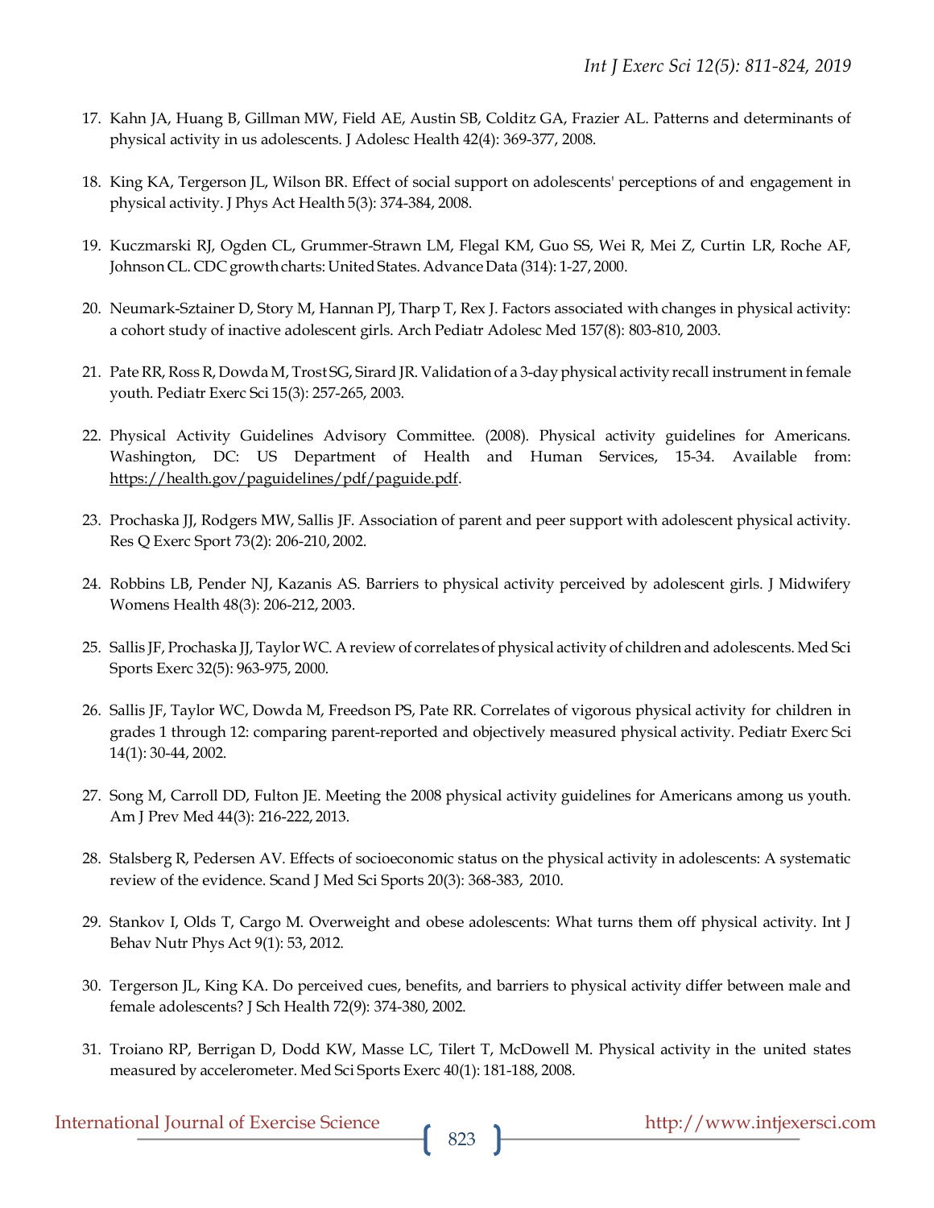17. Kahn JA, Huang B, Gillman MW, Field AE, Austin SB, Colditz GA, Frazier AL. Patterns and determinants of physical activity in us adolescents. J Adolesc Health 42(4): 369-377, 2008.

18. King KA, Tergerson JL, Wilson BR. Effect of social support on adolescents' perceptions of and engagement in physical activity. J Phys Act Health 5(3): 374-384, 2008.

19. Kuczmarski RJ, Ogden CL, Grummer-Strawn LM, Flegal KM, Guo SS, Wei R, Mei Z, Curtin LR, Roche AF, Johnson CL. CDC growth charts: United States. Advance Data (314): 1-27, 2000.

20. Neumark-Sztainer D, Story M, Hannan PJ, Tharp T, Rex J. Factors associated with changes in physical activity: a cohort study of inactive adolescent girls. Arch Pediatr Adolesc Med 157(8): 803-810, 2003.

21. Pate RR, Ross R, Dowda M, Trost SG, Sirard JR. Validation of a 3-day physical activity recall instrument in female youth. Pediatr Exerc Sci 15(3): 257-265, 2003.

22. Physical Activity Guidelines Advisory Committee. (2008). Physical activity guidelines for Americans. Washington, DC: US Department of Health and Human Services, 15-34. Available from: https://health.gov/paguidelines/pdf/paguide.pdf.

23. Prochaska JJ, Rodgers MW, Sallis JF. Association of parent and peer support with adolescent physical activity. Res Q Exerc Sport 73(2): 206-210, 2002.

24. Robbins LB, Pender NJ, Kazanis AS. Barriers to physical activity perceived by adolescent girls. J Midwifery Womens Health 48(3): 206-212, 2003.

25. Sallis JF, Prochaska JJ, Taylor WC. A review of correlates of physical activity of children and adolescents. Med Sci Sports Exerc 32(5): 963-975, 2000.

26. Sallis JF, Taylor WC, Dowda M, Freedson PS, Pate RR. Correlates of vigorous physical activity for children in grades 1 through 12: comparing parent-reported and objectively measured physical activity. Pediatr Exerc Sci 14(1): 30-44, 2002.

27. Song M, Carroll DD, Fulton JE. Meeting the 2008 physical activity guidelines for Americans among us youth. Am J Prev Med 44(3): 216-222, 2013.

28. Stalsberg R, Pedersen AV. Effects of socioeconomic status on the physical activity in adolescents: A systematic review of the evidence. Scand J Med Sci Sports 20(3): 368-383, 2010.

29. Stankov I, Olds T, Cargo M. Overweight and obese adolescents: What turns them off physical activity. Int J Behav Nutr Phys Act 9(1): 53, 2012.

30. Tergerson JL, King KA. Do perceived cues, benefits, and barriers to physical activity differ between male and female adolescents? J Sch Health 72(9): 374-380, 2002.

31. Troiano RP, Berrigan D, Dodd KW, Masse LC, Tilert T, McDowell M. Physical activity in the united states measured by accelerometer. Med Sci Sports Exerc 40(1): 181-188, 2008.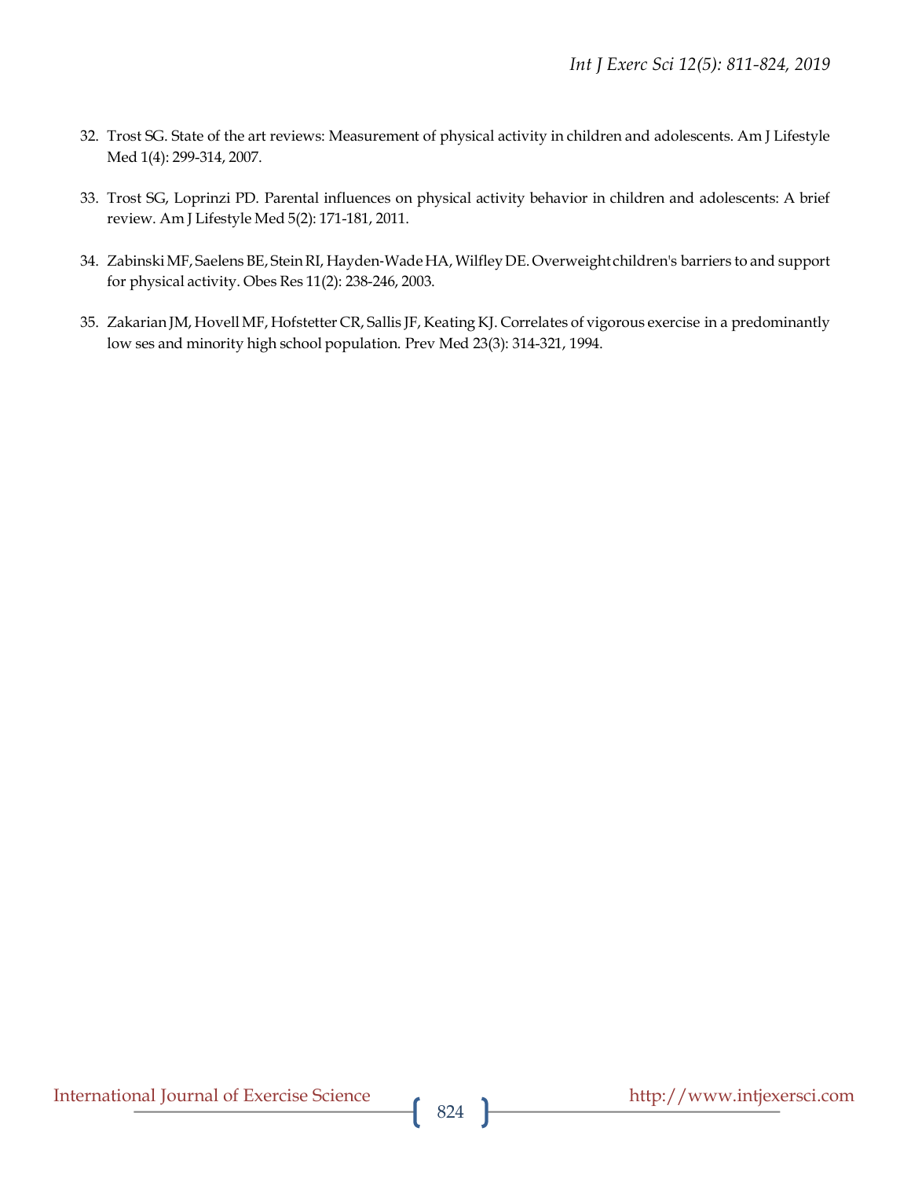32. Trost SG. State of the art reviews: Measurement of physical activity in children and adolescents. Am J Lifestyle Med 1(4): 299-314, 2007.

33. Trost SG, Loprinzi PD. Parental influences on physical activity behavior in children and adolescents: A brief review. Am J Lifestyle Med 5(2): 171-181, 2011.

34. Zabinski MF, Saelens BE, Stein RI, Hayden-Wade HA, Wilfley DE. Overweight children's barriers to and support for physical activity. Obes Res 11(2): 238-246, 2003.

35. Zakarian JM, Hovell MF, Hofstetter CR, Sallis JF, Keating KJ. Correlates of vigorous exercise in a predominantly low ses and minority high school population. Prev Med 23(3): 314-321, 1994.